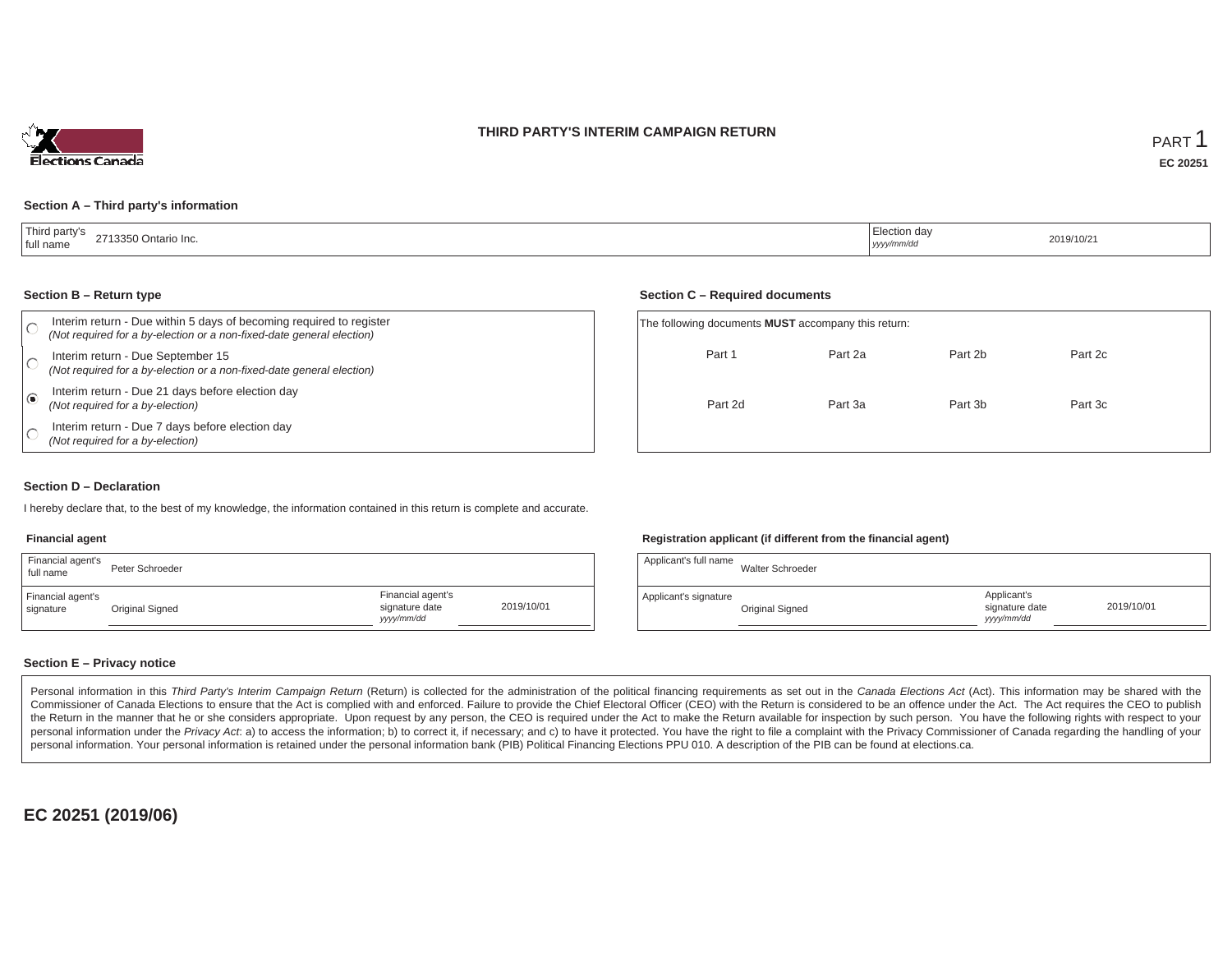# THIRD PARTY'S INTERIM CAMPAIGN RETURN

PART 1

**EC 20251**

### Section A – Third party's information

| Third party's full name | 2713350 Ontario Inc. | Election day *yyyy/mm/dd* | 2019/10/21 |
|---|---|---|---|

### Section B – Return type

- ○ Interim return - Due within 5 days of becoming required to register *(Not required for a by-election or a non-fixed-date general election)*
- ○ Interim return - Due September 15 *(Not required for a by-election or a non-fixed-date general election)*
- ◉ Interim return - Due 21 days before election day *(Not required for a by-election)*
- ○ Interim return - Due 7 days before election day *(Not required for a by-election)*

### Section C – Required documents

The following documents **MUST** accompany this return:

| | | | |
|---|---|---|---|
| Part 1 | Part 2a | Part 2b | Part 2c |
| Part 2d | Part 3a | Part 3b | Part 3c |

### Section D – Declaration

I hereby declare that, to the best of my knowledge, the information contained in this return is complete and accurate.

**Financial agent**

| Financial agent's full name | Peter Schroeder | | |
|---|---|---|---|
| Financial agent's signature | Original Signed | Financial agent's signature date *yyyy/mm/dd* | 2019/10/01 |

**Registration applicant (if different from the financial agent)**

| Applicant's full name | Walter Schroeder | | |
|---|---|---|---|
| Applicant's signature | Original Signed | Applicant's signature date *yyyy/mm/dd* | 2019/10/01 |

### Section E – Privacy notice

Personal information in this *Third Party's Interim Campaign Return* (Return) is collected for the administration of the political financing requirements as set out in the *Canada Elections Act* (Act). This information may be shared with the Commissioner of Canada Elections to ensure that the Act is complied with and enforced. Failure to provide the Chief Electoral Officer (CEO) with the Return is considered to be an offence under the Act. The Act requires the CEO to publish the Return in the manner that he or she considers appropriate. Upon request by any person, the CEO is required under the Act to make the Return available for inspection by such person. You have the following rights with respect to your personal information under the *Privacy Act*: a) to access the information; b) to correct it, if necessary; and c) to have it protected. You have the right to file a complaint with the Privacy Commissioner of Canada regarding the handling of your personal information. Your personal information is retained under the personal information bank (PIB) Political Financing Elections PPU 010. A description of the PIB can be found at elections.ca.

**EC 20251 (2019/06)**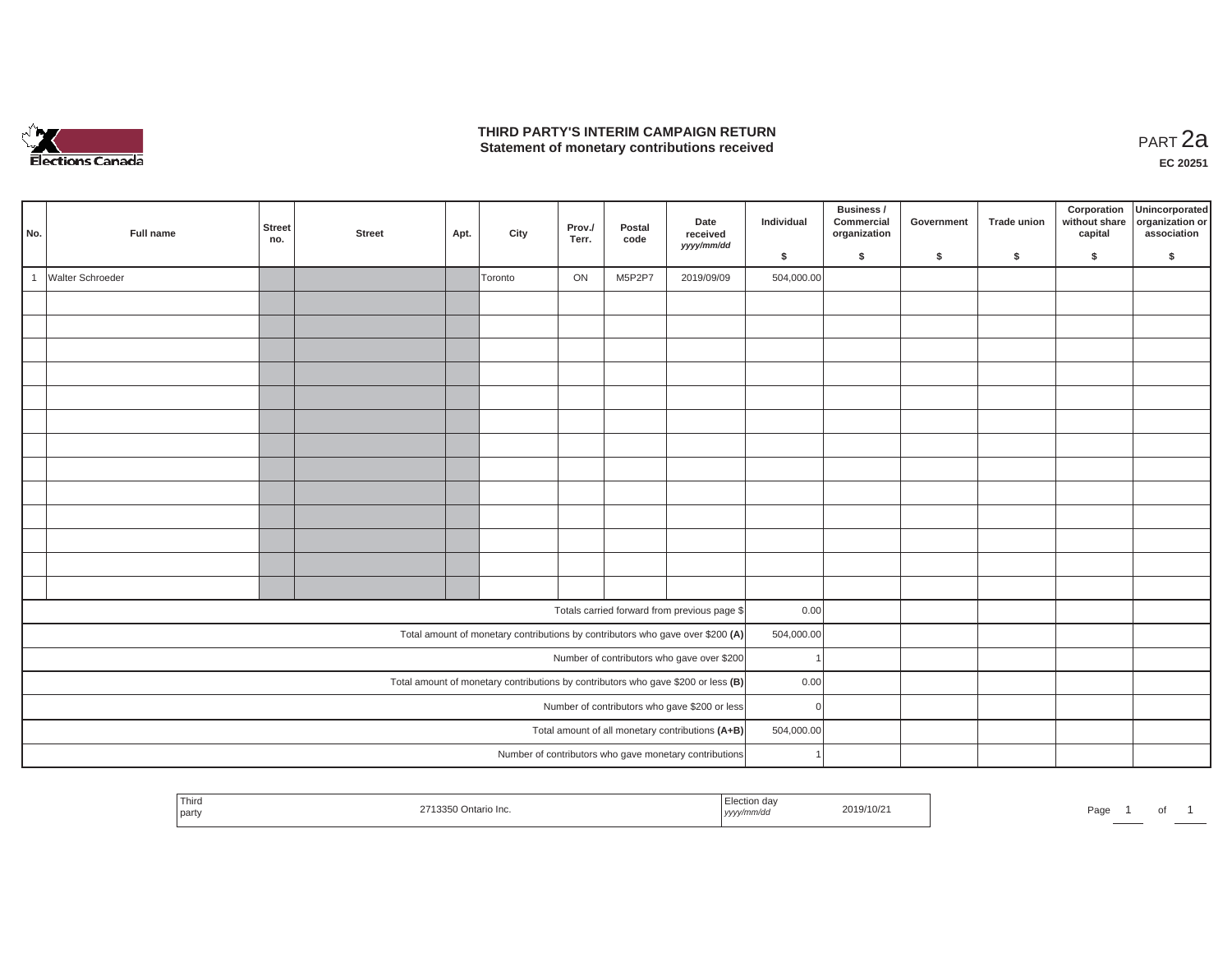# THIRD PARTY'S INTERIM CAMPAIGN RETURN
## Statement of monetary contributions received

PART 2a

EC 20251

| No. | Full name | Street no. | Street | Apt. | City | Prov./ Terr. | Postal code | Date received yyyy/mm/dd | Individual $ | Business / Commercial organization $ | Government $ | Trade union $ | Corporation without share capital $ | Unincorporated organization or association $ |
|---|---|---|---|---|---|---|---|---|---|---|---|---|---|---|
| 1 | Walter Schroeder | | | | Toronto | ON | M5P2P7 | 2019/09/09 | 504,000.00 | | | | | |
| | | | | | | | | | | | | | | |
| | | | | | | | | | | | | | | |
| | | | | | | | | | | | | | | |
| | | | | | | | | | | | | | | |
| | | | | | | | | | | | | | | |
| | | | | | | | | | | | | | | |
| | | | | | | | | | | | | | | |
| | | | | | | | | | | | | | | |
| | | | | | | | | | | | | | | |
| | | | | | | | | | | | | | | |
| | | | | | | | | | | | | | | |
| | | | | | | | | | | | | | | |
| | | | | | | | | | | | | | | |
| Totals carried forward from previous page $ | | | | | | | | | 0.00 | | | | | |
| Total amount of monetary contributions by contributors who gave over $200 **(A)** | | | | | | | | | 504,000.00 | | | | | |
| Number of contributors who gave over $200 | | | | | | | | | 1 | | | | | |
| Total amount of monetary contributions by contributors who gave $200 or less **(B)** | | | | | | | | | 0.00 | | | | | |
| Number of contributors who gave $200 or less | | | | | | | | | 0 | | | | | |
| Total amount of all monetary contributions **(A+B)** | | | | | | | | | 504,000.00 | | | | | |
| Number of contributors who gave monetary contributions | | | | | | | | | 1 | | | | | |

| Third party | 2713350 Ontario Inc. | Election day yyyy/mm/dd | 2019/10/21 |
|---|---|---|---|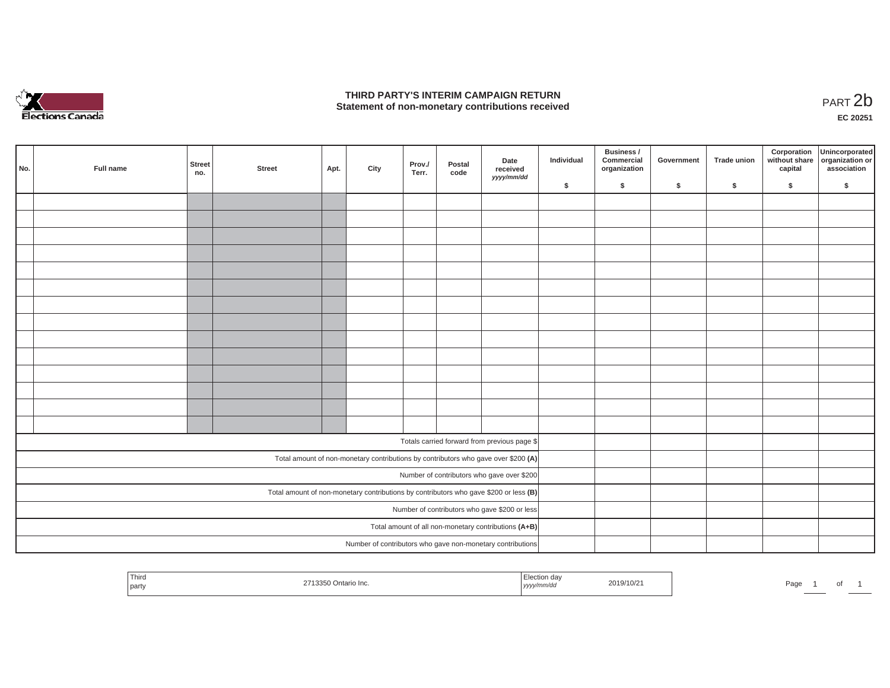# THIRD PARTY'S INTERIM CAMPAIGN RETURN
## Statement of non-monetary contributions received

PART 2b

**EC 20251**

| No. | Full name | Street no. | Street | Apt. | City | Prov./ Terr. | Postal code | Date received *yyyy/mm/dd* | Individual $ | Business / Commercial organization $ | Government $ | Trade union $ | Corporation without share capital $ | Unincorporated organization or association $ |
|---|---|---|---|---|---|---|---|---|---|---|---|---|---|---|
| | | | | | | | | | | | | | | |
| | | | | | | | | | | | | | | |
| | | | | | | | | | | | | | | |
| | | | | | | | | | | | | | | |
| | | | | | | | | | | | | | | |
| | | | | | | | | | | | | | | |
| | | | | | | | | | | | | | | |
| | | | | | | | | | | | | | | |
| | | | | | | | | | | | | | | |
| | | | | | | | | | | | | | | |
| | | | | | | | | | | | | | | |
| | | | | | | | | | | | | | | |
| | | | | | | | | | | | | | | |
| | | | | | | | | | | | | | | |
| Totals carried forward from previous page $ | | | | | | | | | | | | | | |
| Total amount of non-monetary contributions by contributors who gave over $200 **(A)** | | | | | | | | | | | | | | |
| Number of contributors who gave over $200 | | | | | | | | | | | | | | |
| Total amount of non-monetary contributions by contributors who gave $200 or less **(B)** | | | | | | | | | | | | | | |
| Number of contributors who gave $200 or less | | | | | | | | | | | | | | |
| Total amount of all non-monetary contributions **(A+B)** | | | | | | | | | | | | | | |
| Number of contributors who gave non-monetary contributions | | | | | | | | | | | | | | |

| Third party | 2713350 Ontario Inc. | Election day *yyyy/mm/dd* | 2019/10/21 |
|---|---|---|---|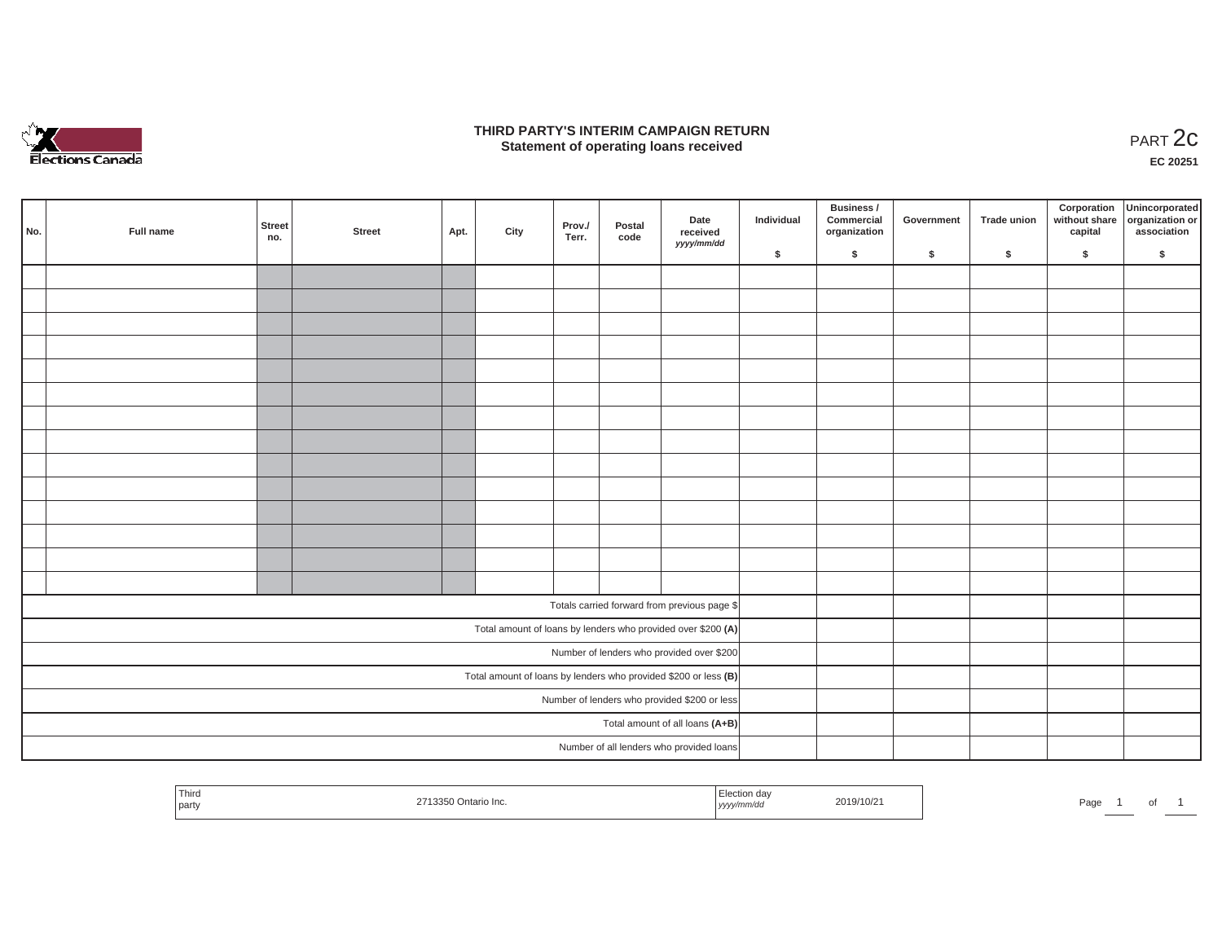# THIRD PARTY'S INTERIM CAMPAIGN RETURN
## Statement of operating loans received

PART 2c

EC 20251

| No. | Full name | Street no. | Street | Apt. | City | Prov./ Terr. | Postal code | Date received *yyyy/mm/dd* | Individual $ | Business / Commercial organization $ | Government $ | Trade union $ | Corporation without share capital $ | Unincorporated organization or association $ |
|---|---|---|---|---|---|---|---|---|---|---|---|---|---|---|
| | | | | | | | | | | | | | | |
| | | | | | | | | | | | | | | |
| | | | | | | | | | | | | | | |
| | | | | | | | | | | | | | | |
| | | | | | | | | | | | | | | |
| | | | | | | | | | | | | | | |
| | | | | | | | | | | | | | | |
| | | | | | | | | | | | | | | |
| | | | | | | | | | | | | | | |
| | | | | | | | | | | | | | | |
| | | | | | | | | | | | | | | |
| | | | | | | | | | | | | | | |
| | | | | | | | | | | | | | | |
| | | | | | | | | | | | | | | |
| Totals carried forward from previous page $ | | | | | | | | | | | | | | |
| Total amount of loans by lenders who provided over $200 **(A)** | | | | | | | | | | | | | | |
| Number of lenders who provided over $200 | | | | | | | | | | | | | | |
| Total amount of loans by lenders who provided $200 or less **(B)** | | | | | | | | | | | | | | |
| Number of lenders who provided $200 or less | | | | | | | | | | | | | | |
| Total amount of all loans **(A+B)** | | | | | | | | | | | | | | |
| Number of all lenders who provided loans | | | | | | | | | | | | | | |

| Third party | 2713350 Ontario Inc. | Election day *yyyy/mm/dd* | 2019/10/21 |
|---|---|---|---|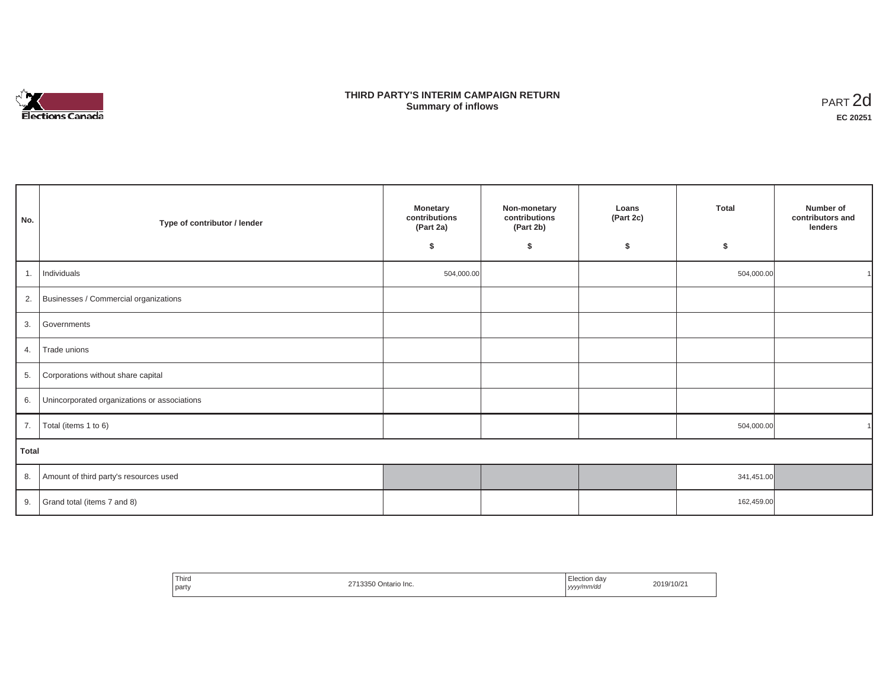# THIRD PARTY'S INTERIM CAMPAIGN RETURN
## Summary of inflows

PART 2d
**EC 20251**

| No. | Type of contributor / lender | Monetary contributions (Part 2a) $ | Non-monetary contributions (Part 2b) $ | Loans (Part 2c) $ | Total $ | Number of contributors and lenders |
|---|---|---|---|---|---|---|
| 1. | Individuals | 504,000.00 | | | 504,000.00 | 1 |
| 2. | Businesses / Commercial organizations | | | | | |
| 3. | Governments | | | | | |
| 4. | Trade unions | | | | | |
| 5. | Corporations without share capital | | | | | |
| 6. | Unincorporated organizations or associations | | | | | |
| 7. | Total (items 1 to 6) | | | | 504,000.00 | 1 |
| **Total** | | | | | | |
| 8. | Amount of third party's resources used | | | | 341,451.00 | |
| 9. | Grand total (items 7 and 8) | | | | 162,459.00 | |

| Third party | 2713350 Ontario Inc. | Election day *yyyy/mm/dd* | 2019/10/21 |
|---|---|---|---|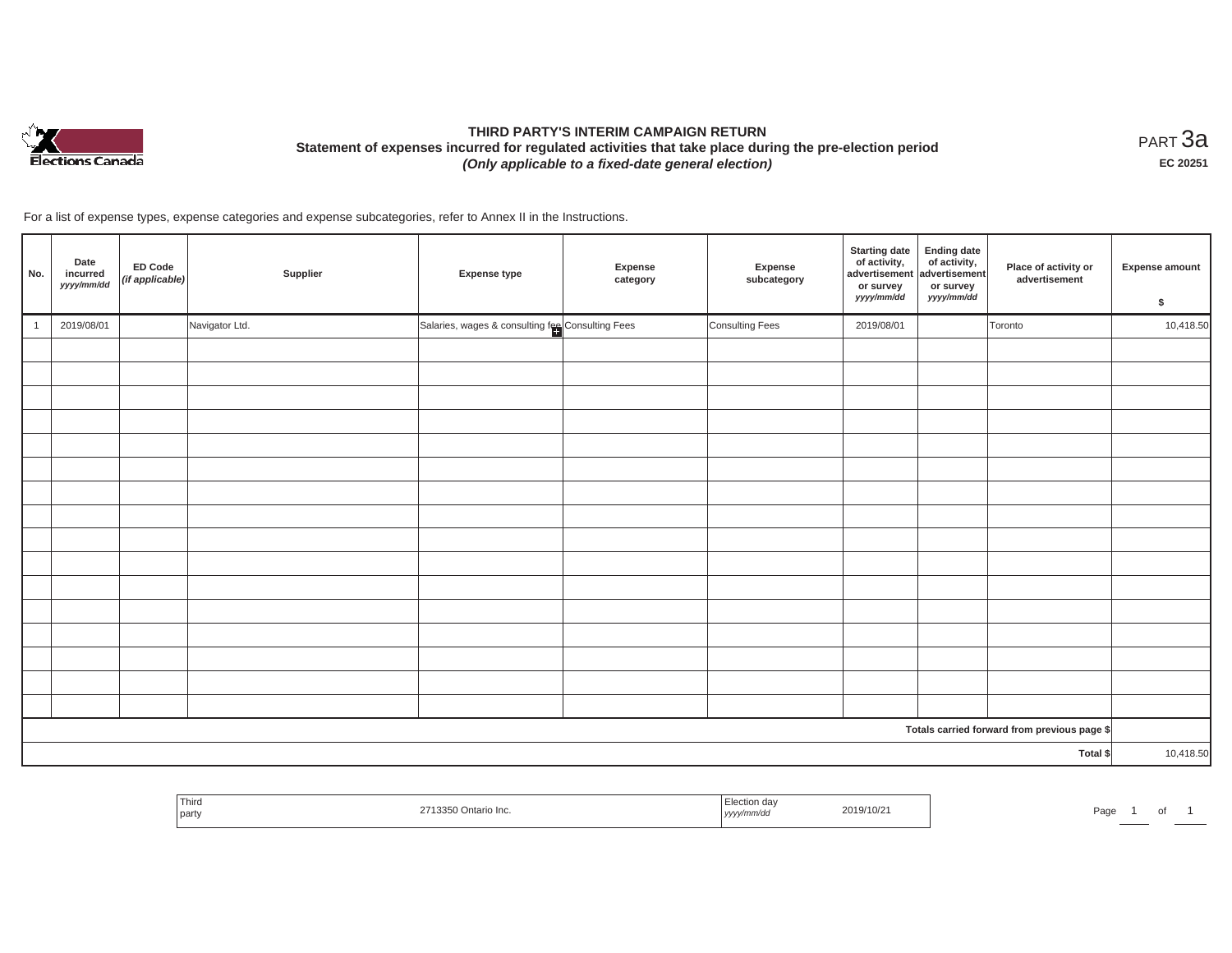# THIRD PARTY'S INTERIM CAMPAIGN RETURN

**Statement of expenses incurred for regulated activities that take place during the pre-election period**

***(Only applicable to a fixed-date general election)***

PART 3a

**EC 20251**

For a list of expense types, expense categories and expense subcategories, refer to Annex II in the Instructions.

| No. | Date incurred *yyyy/mm/dd* | ED Code *(if applicable)* | Supplier | Expense type | Expense category | Expense subcategory | Starting date of activity, advertisement or survey *yyyy/mm/dd* | Ending date of activity, advertisement or survey *yyyy/mm/dd* | Place of activity or advertisement | Expense amount $ |
|---|---|---|---|---|---|---|---|---|---|---|
| 1 | 2019/08/01 | | Navigator Ltd. | Salaries, wages & consulting fee | Consulting Fees | Consulting Fees | 2019/08/01 | | Toronto | 10,418.50 |
| | | | | | | | | | | |
| | | | | | | | | | | |
| | | | | | | | | | | |
| | | | | | | | | | | |
| | | | | | | | | | | |
| | | | | | | | | | | |
| | | | | | | | | | | |
| | | | | | | | | | | |
| | | | | | | | | | | |
| | | | | | | | | | | |
| | | | | | | | | | | |
| | | | | | | | | | | |
| | | | | | | | | | | |
| | | | | | | | | | | |
| | | | | | | | | | | |
| | | | | | | | | | | |
| | | | | | | | | | Totals carried forward from previous page $ | |
| | | | | | | | | | Total $ | 10,418.50 |

| Third party | 2713350 Ontario Inc. | Election day *yyyy/mm/dd* | 2019/10/21 |
|---|---|---|---|

Page 1 of 1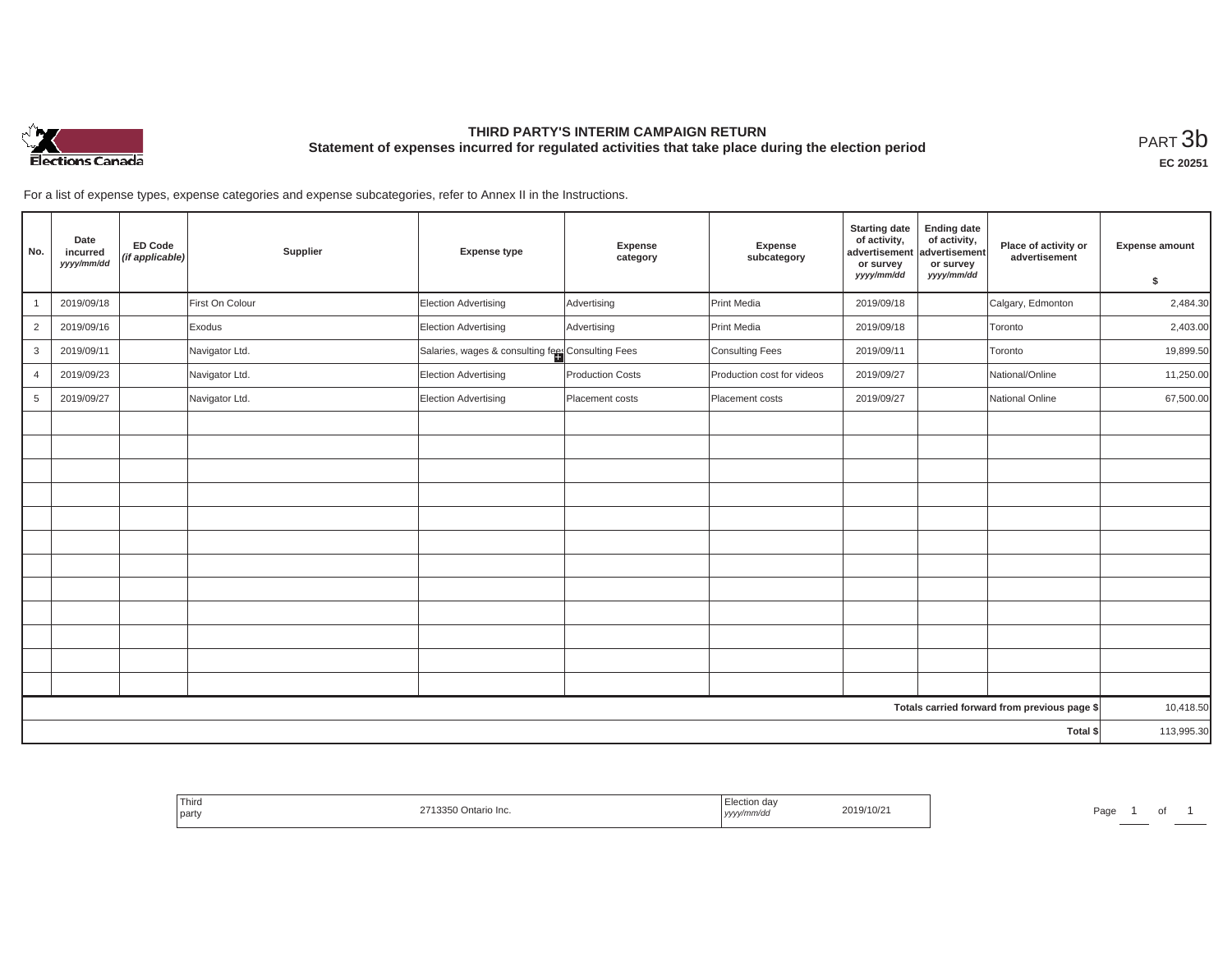# THIRD PARTY'S INTERIM CAMPAIGN RETURN

## Statement of expenses incurred for regulated activities that take place during the election period

PART 3b

**EC 20251**

For a list of expense types, expense categories and expense subcategories, refer to Annex II in the Instructions.

| No. | Date incurred *yyyy/mm/dd* | ED Code *(if applicable)* | Supplier | Expense type | Expense category | Expense subcategory | Starting date of activity, advertisement or survey *yyyy/mm/dd* | Ending date of activity, advertisement or survey *yyyy/mm/dd* | Place of activity or advertisement | Expense amount $ |
|---|---|---|---|---|---|---|---|---|---|---|
| 1 | 2019/09/18 | | First On Colour | Election Advertising | Advertising | Print Media | 2019/09/18 | | Calgary, Edmonton | 2,484.30 |
| 2 | 2019/09/16 | | Exodus | Election Advertising | Advertising | Print Media | 2019/09/18 | | Toronto | 2,403.00 |
| 3 | 2019/09/11 | | Navigator Ltd. | Salaries, wages & consulting fees | Consulting Fees | Consulting Fees | 2019/09/11 | | Toronto | 19,899.50 |
| 4 | 2019/09/23 | | Navigator Ltd. | Election Advertising | Production Costs | Production cost for videos | 2019/09/27 | | National/Online | 11,250.00 |
| 5 | 2019/09/27 | | Navigator Ltd. | Election Advertising | Placement costs | Placement costs | 2019/09/27 | | National Online | 67,500.00 |
| | | | | | | | | | | |
| | | | | | | | | | **Totals carried forward from previous page $** | 10,418.50 |
| | | | | | | | | | **Total $** | 113,995.30 |

| Third party | 2713350 Ontario Inc. | Election day *yyyy/mm/dd* | 2019/10/21 |
|---|---|---|---|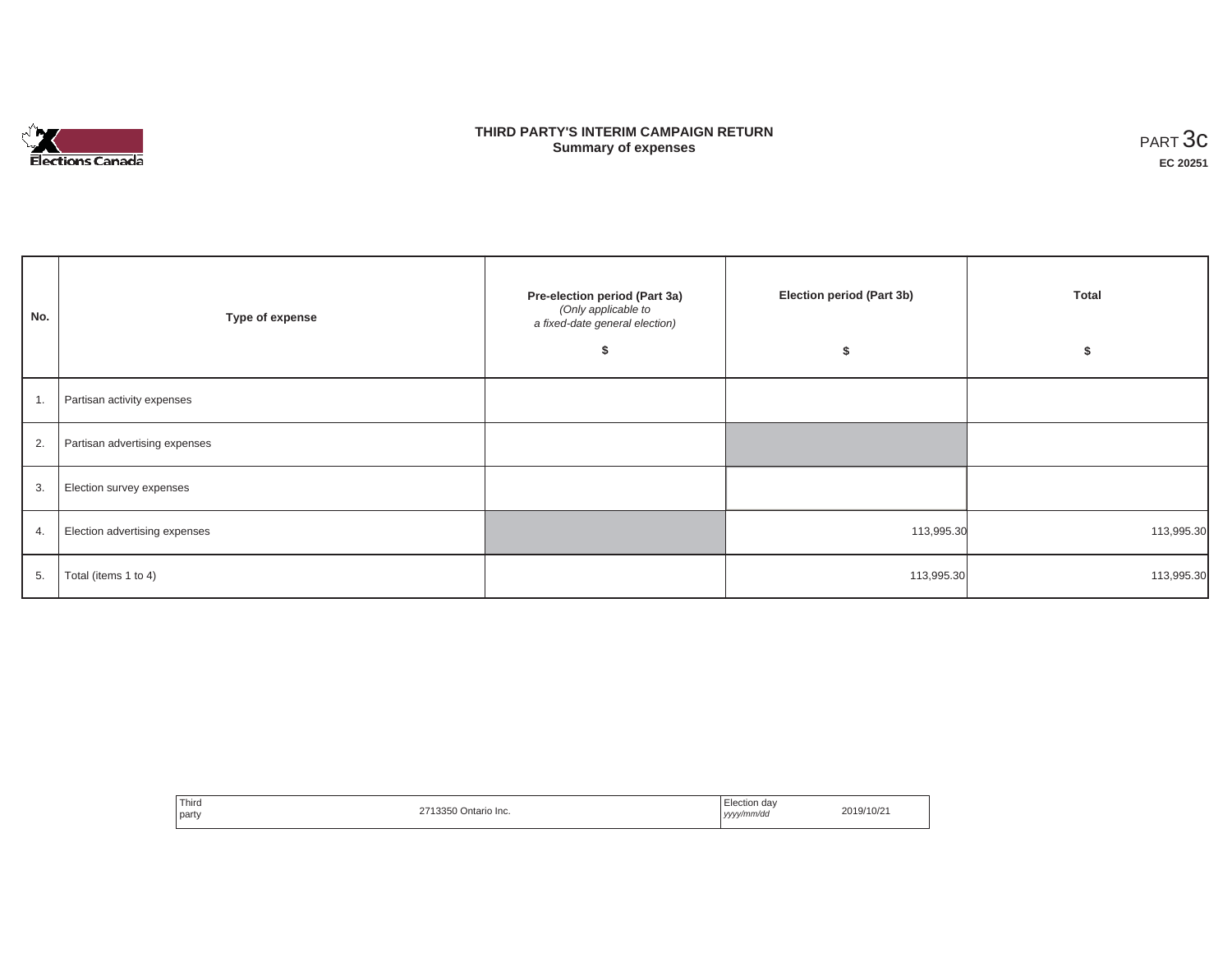# THIRD PARTY'S INTERIM CAMPAIGN RETURN
## Summary of expenses

PART 3c
**EC 20251**

| No. | Type of expense | Pre-election period (Part 3a) *(Only applicable to a fixed-date general election)* $ | Election period (Part 3b) $ | Total $ |
|---|---|---|---|---|
| 1. | Partisan activity expenses | | | |
| 2. | Partisan advertising expenses | | | |
| 3. | Election survey expenses | | | |
| 4. | Election advertising expenses | | 113,995.30 | 113,995.30 |
| 5. | Total (items 1 to 4) | | 113,995.30 | 113,995.30 |

| Third party | 2713350 Ontario Inc. | Election day *yyyy/mm/dd* | 2019/10/21 |
|---|---|---|---|